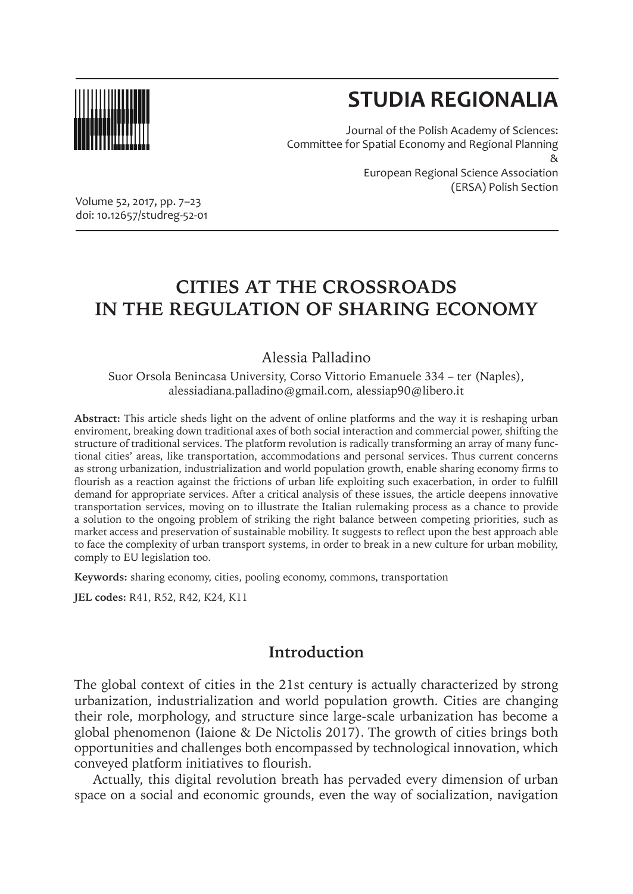# STUDIA REGIONALIA

Journal of the Polish Academy of Sciences:
Committee for Spatial Economy and Regional Planning
&
European Regional Science Association
(ERSA) Polish Section

Volume 52, 2017, pp. 7–23
doi: 10.12657/studreg-52-01

# CITIES AT THE CROSSROADS IN THE REGULATION OF SHARING ECONOMY

Alessia Palladino

Suor Orsola Benincasa University, Corso Vittorio Emanuele 334 – ter (Naples), alessiadiana.palladino@gmail.com, alessiap90@libero.it

**Abstract:** This article sheds light on the advent of online platforms and the way it is reshaping urban enviroment, breaking down traditional axes of both social interaction and commercial power, shifting the structure of traditional services. The platform revolution is radically transforming an array of many functional cities' areas, like transportation, accommodations and personal services. Thus current concerns as strong urbanization, industrialization and world population growth, enable sharing economy firms to flourish as a reaction against the frictions of urban life exploiting such exacerbation, in order to fulfill demand for appropriate services. After a critical analysis of these issues, the article deepens innovative transportation services, moving on to illustrate the Italian rulemaking process as a chance to provide a solution to the ongoing problem of striking the right balance between competing priorities, such as market access and preservation of sustainable mobility. It suggests to reflect upon the best approach able to face the complexity of urban transport systems, in order to break in a new culture for urban mobility, comply to EU legislation too.

**Keywords:** sharing economy, cities, pooling economy, commons, transportation

**JEL codes:** R41, R52, R42, K24, K11

## Introduction

The global context of cities in the 21st century is actually characterized by strong urbanization, industrialization and world population growth. Cities are changing their role, morphology, and structure since large-scale urbanization has become a global phenomenon (Iaione & De Nictolis 2017). The growth of cities brings both opportunities and challenges both encompassed by technological innovation, which conveyed platform initiatives to flourish.

Actually, this digital revolution breath has pervaded every dimension of urban space on a social and economic grounds, even the way of socialization, navigation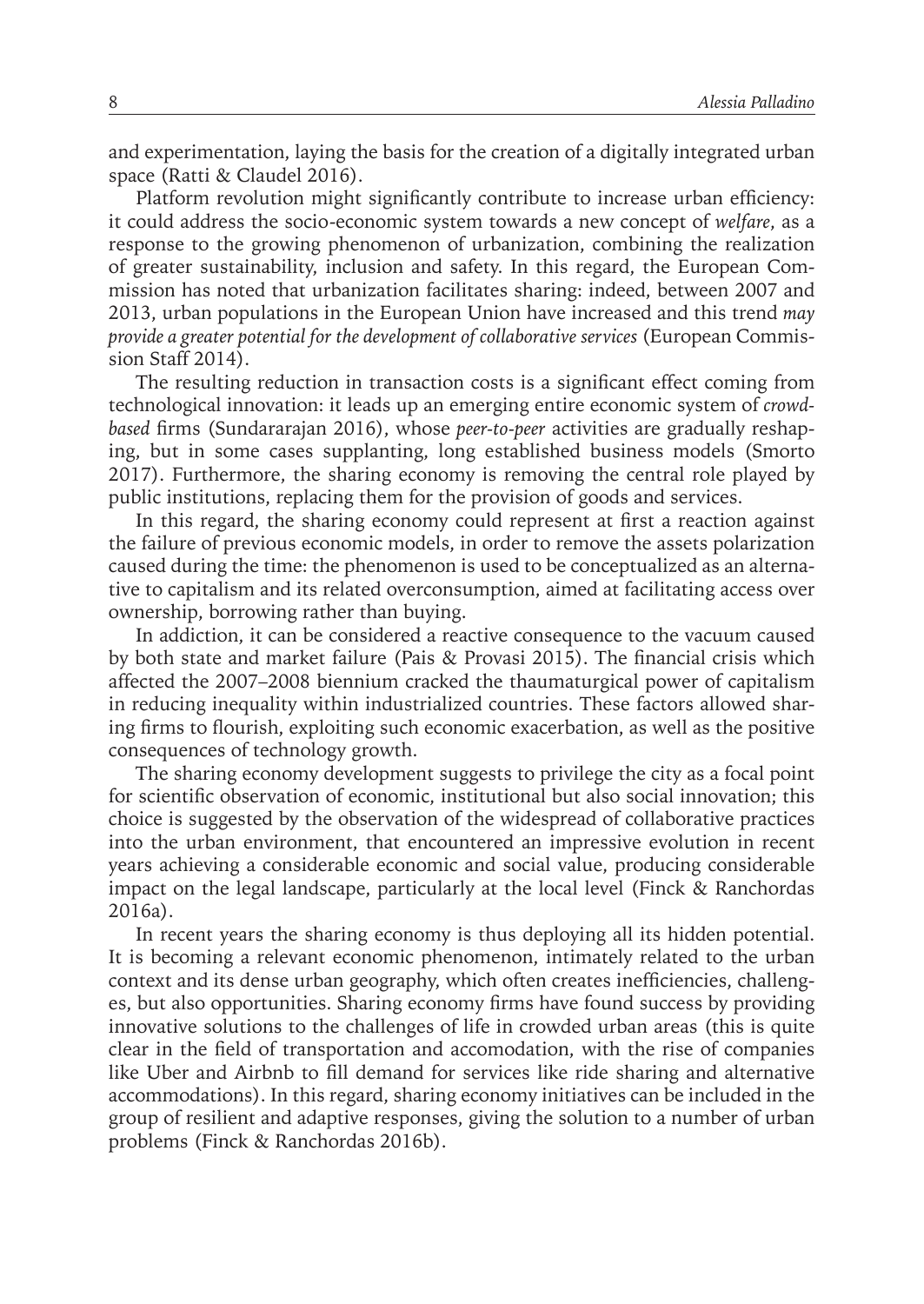and experimentation, laying the basis for the creation of a digitally integrated urban space (Ratti & Claudel 2016).

Platform revolution might significantly contribute to increase urban efficiency: it could address the socio-economic system towards a new concept of *welfare*, as a response to the growing phenomenon of urbanization, combining the realization of greater sustainability, inclusion and safety. In this regard, the European Commission has noted that urbanization facilitates sharing: indeed, between 2007 and 2013, urban populations in the European Union have increased and this trend *may provide a greater potential for the development of collaborative services* (European Commission Staff 2014).

The resulting reduction in transaction costs is a significant effect coming from technological innovation: it leads up an emerging entire economic system of *crowd-based* firms (Sundararajan 2016), whose *peer-to-peer* activities are gradually reshaping, but in some cases supplanting, long established business models (Smorto 2017). Furthermore, the sharing economy is removing the central role played by public institutions, replacing them for the provision of goods and services.

In this regard, the sharing economy could represent at first a reaction against the failure of previous economic models, in order to remove the assets polarization caused during the time: the phenomenon is used to be conceptualized as an alternative to capitalism and its related overconsumption, aimed at facilitating access over ownership, borrowing rather than buying.

In addiction, it can be considered a reactive consequence to the vacuum caused by both state and market failure (Pais & Provasi 2015). The financial crisis which affected the 2007–2008 biennium cracked the thaumaturgical power of capitalism in reducing inequality within industrialized countries. These factors allowed sharing firms to flourish, exploiting such economic exacerbation, as well as the positive consequences of technology growth.

The sharing economy development suggests to privilege the city as a focal point for scientific observation of economic, institutional but also social innovation; this choice is suggested by the observation of the widespread of collaborative practices into the urban environment, that encountered an impressive evolution in recent years achieving a considerable economic and social value, producing considerable impact on the legal landscape, particularly at the local level (Finck & Ranchordas 2016a).

In recent years the sharing economy is thus deploying all its hidden potential. It is becoming a relevant economic phenomenon, intimately related to the urban context and its dense urban geography, which often creates inefficiencies, challenges, but also opportunities. Sharing economy firms have found success by providing innovative solutions to the challenges of life in crowded urban areas (this is quite clear in the field of transportation and accomodation, with the rise of companies like Uber and Airbnb to fill demand for services like ride sharing and alternative accommodations). In this regard, sharing economy initiatives can be included in the group of resilient and adaptive responses, giving the solution to a number of urban problems (Finck & Ranchordas 2016b).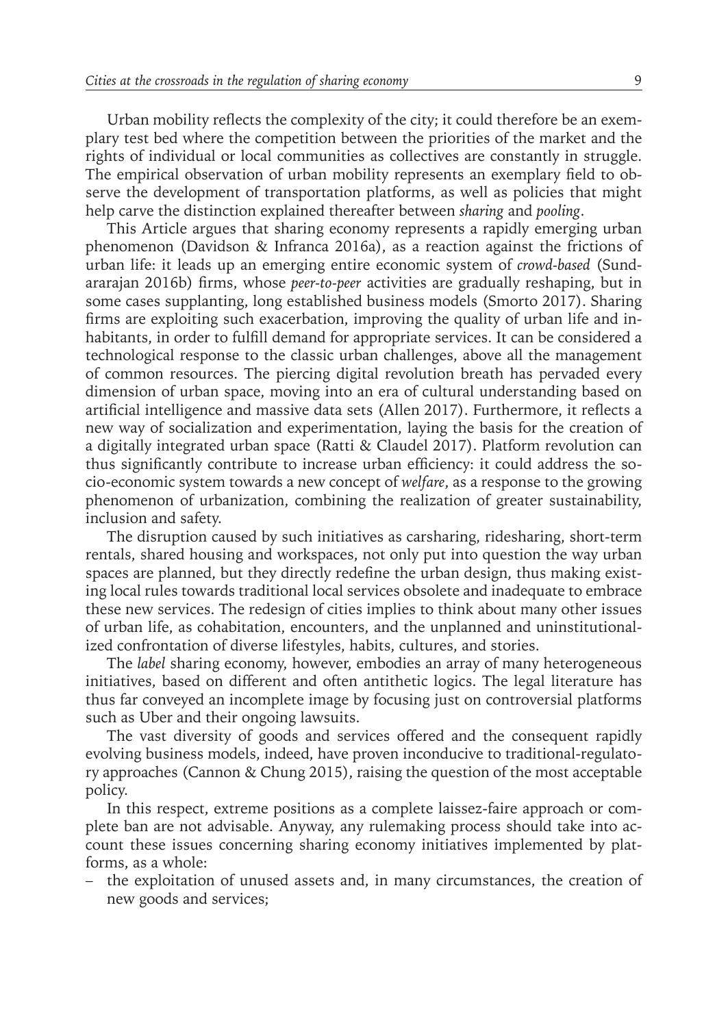Urban mobility reflects the complexity of the city; it could therefore be an exemplary test bed where the competition between the priorities of the market and the rights of individual or local communities as collectives are constantly in struggle. The empirical observation of urban mobility represents an exemplary field to observe the development of transportation platforms, as well as policies that might help carve the distinction explained thereafter between *sharing* and *pooling*.

This Article argues that sharing economy represents a rapidly emerging urban phenomenon (Davidson & Infranca 2016a), as a reaction against the frictions of urban life: it leads up an emerging entire economic system of *crowd-based* (Sundararajan 2016b) firms, whose *peer-to-peer* activities are gradually reshaping, but in some cases supplanting, long established business models (Smorto 2017). Sharing firms are exploiting such exacerbation, improving the quality of urban life and inhabitants, in order to fulfill demand for appropriate services. It can be considered a technological response to the classic urban challenges, above all the management of common resources. The piercing digital revolution breath has pervaded every dimension of urban space, moving into an era of cultural understanding based on artificial intelligence and massive data sets (Allen 2017). Furthermore, it reflects a new way of socialization and experimentation, laying the basis for the creation of a digitally integrated urban space (Ratti & Claudel 2017). Platform revolution can thus significantly contribute to increase urban efficiency: it could address the socio-economic system towards a new concept of *welfare*, as a response to the growing phenomenon of urbanization, combining the realization of greater sustainability, inclusion and safety.

The disruption caused by such initiatives as carsharing, ridesharing, short-term rentals, shared housing and workspaces, not only put into question the way urban spaces are planned, but they directly redefine the urban design, thus making existing local rules towards traditional local services obsolete and inadequate to embrace these new services. The redesign of cities implies to think about many other issues of urban life, as cohabitation, encounters, and the unplanned and uninstitutionalized confrontation of diverse lifestyles, habits, cultures, and stories.

The *label* sharing economy, however, embodies an array of many heterogeneous initiatives, based on different and often antithetic logics. The legal literature has thus far conveyed an incomplete image by focusing just on controversial platforms such as Uber and their ongoing lawsuits.

The vast diversity of goods and services offered and the consequent rapidly evolving business models, indeed, have proven inconducive to traditional-regulatory approaches (Cannon & Chung 2015), raising the question of the most acceptable policy.

In this respect, extreme positions as a complete laissez-faire approach or complete ban are not advisable. Anyway, any rulemaking process should take into account these issues concerning sharing economy initiatives implemented by platforms, as a whole:

- the exploitation of unused assets and, in many circumstances, the creation of new goods and services;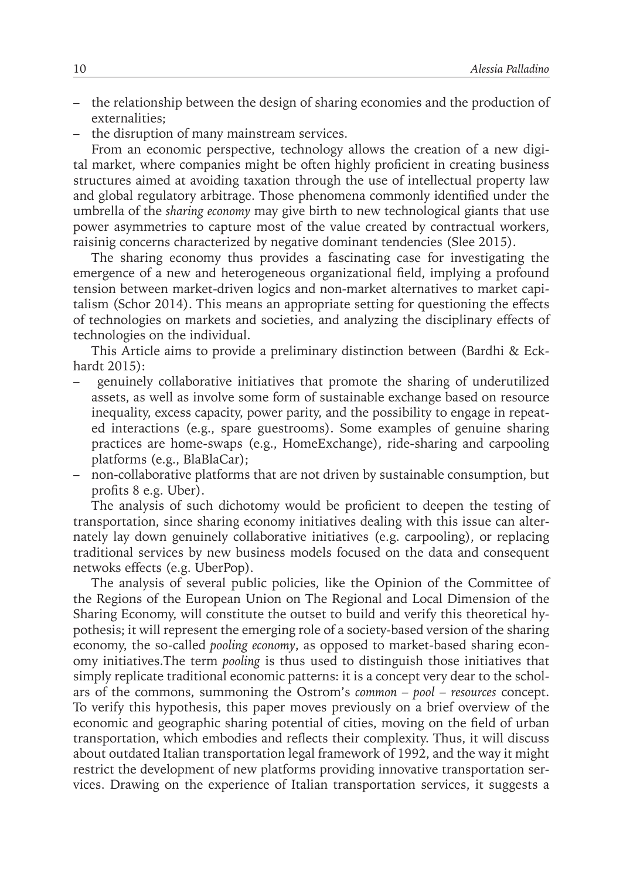- the relationship between the design of sharing economies and the production of externalities;
- the disruption of many mainstream services.

From an economic perspective, technology allows the creation of a new digital market, where companies might be often highly proficient in creating business structures aimed at avoiding taxation through the use of intellectual property law and global regulatory arbitrage. Those phenomena commonly identified under the umbrella of the *sharing economy* may give birth to new technological giants that use power asymmetries to capture most of the value created by contractual workers, raisinig concerns characterized by negative dominant tendencies (Slee 2015).

The sharing economy thus provides a fascinating case for investigating the emergence of a new and heterogeneous organizational field, implying a profound tension between market-driven logics and non-market alternatives to market capitalism (Schor 2014). This means an appropriate setting for questioning the effects of technologies on markets and societies, and analyzing the disciplinary effects of technologies on the individual.

This Article aims to provide a preliminary distinction between (Bardhi & Eckhardt 2015):

- genuinely collaborative initiatives that promote the sharing of underutilized assets, as well as involve some form of sustainable exchange based on resource inequality, excess capacity, power parity, and the possibility to engage in repeated interactions (e.g., spare guestrooms). Some examples of genuine sharing practices are home-swaps (e.g., HomeExchange), ride-sharing and carpooling platforms (e.g., BlaBlaCar);
- non-collaborative platforms that are not driven by sustainable consumption, but profits 8 e.g. Uber).

The analysis of such dichotomy would be proficient to deepen the testing of transportation, since sharing economy initiatives dealing with this issue can alternately lay down genuinely collaborative initiatives (e.g. carpooling), or replacing traditional services by new business models focused on the data and consequent netwoks effects (e.g. UberPop).

The analysis of several public policies, like the Opinion of the Committee of the Regions of the European Union on The Regional and Local Dimension of the Sharing Economy, will constitute the outset to build and verify this theoretical hypothesis; it will represent the emerging role of a society-based version of the sharing economy, the so-called *pooling economy*, as opposed to market-based sharing economy initiatives.The term *pooling* is thus used to distinguish those initiatives that simply replicate traditional economic patterns: it is a concept very dear to the scholars of the commons, summoning the Ostrom's *common – pool – resources* concept. To verify this hypothesis, this paper moves previously on a brief overview of the economic and geographic sharing potential of cities, moving on the field of urban transportation, which embodies and reflects their complexity. Thus, it will discuss about outdated Italian transportation legal framework of 1992, and the way it might restrict the development of new platforms providing innovative transportation services. Drawing on the experience of Italian transportation services, it suggests a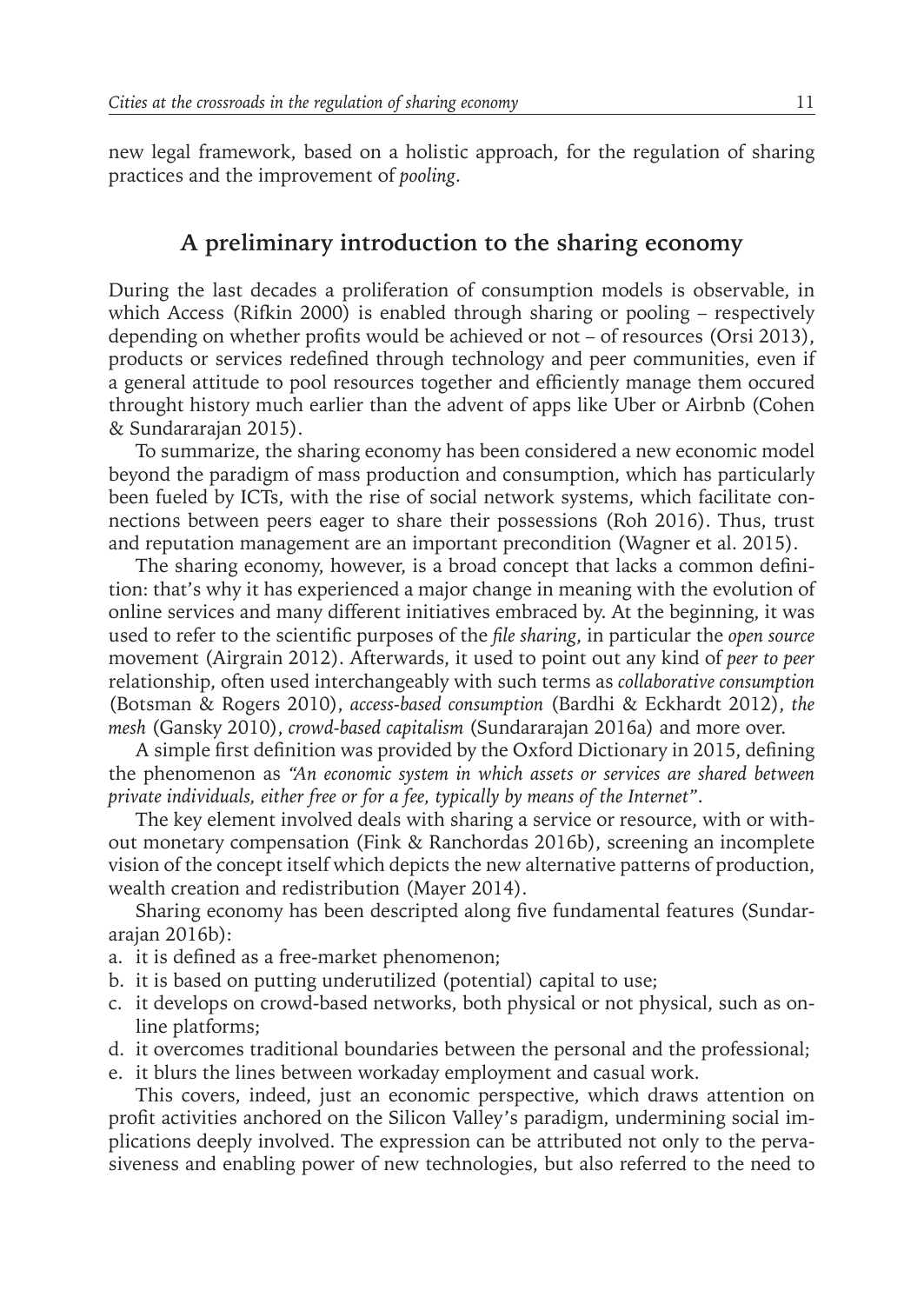new legal framework, based on a holistic approach, for the regulation of sharing practices and the improvement of *pooling*.

## A preliminary introduction to the sharing economy

During the last decades a proliferation of consumption models is observable, in which Access (Rifkin 2000) is enabled through sharing or pooling – respectively depending on whether profits would be achieved or not – of resources (Orsi 2013), products or services redefined through technology and peer communities, even if a general attitude to pool resources together and efficiently manage them occured throught history much earlier than the advent of apps like Uber or Airbnb (Cohen & Sundararajan 2015).

To summarize, the sharing economy has been considered a new economic model beyond the paradigm of mass production and consumption, which has particularly been fueled by ICTs, with the rise of social network systems, which facilitate connections between peers eager to share their possessions (Roh 2016). Thus, trust and reputation management are an important precondition (Wagner et al. 2015).

The sharing economy, however, is a broad concept that lacks a common definition: that's why it has experienced a major change in meaning with the evolution of online services and many different initiatives embraced by. At the beginning, it was used to refer to the scientific purposes of the *file sharing*, in particular the *open source* movement (Airgrain 2012). Afterwards, it used to point out any kind of *peer to peer* relationship, often used interchangeably with such terms as *collaborative consumption* (Botsman & Rogers 2010), *access-based consumption* (Bardhi & Eckhardt 2012), *the mesh* (Gansky 2010), *crowd-based capitalism* (Sundararajan 2016a) and more over.

A simple first definition was provided by the Oxford Dictionary in 2015, defining the phenomenon as *"An economic system in which assets or services are shared between private individuals, either free or for a fee, typically by means of the Internet"*.

The key element involved deals with sharing a service or resource, with or without monetary compensation (Fink & Ranchordas 2016b), screening an incomplete vision of the concept itself which depicts the new alternative patterns of production, wealth creation and redistribution (Mayer 2014).

Sharing economy has been descripted along five fundamental features (Sundararajan 2016b):

a. it is defined as a free-market phenomenon;
b. it is based on putting underutilized (potential) capital to use;
c. it develops on crowd-based networks, both physical or not physical, such as online platforms;
d. it overcomes traditional boundaries between the personal and the professional;
e. it blurs the lines between workaday employment and casual work.

This covers, indeed, just an economic perspective, which draws attention on profit activities anchored on the Silicon Valley's paradigm, undermining social implications deeply involved. The expression can be attributed not only to the pervasiveness and enabling power of new technologies, but also referred to the need to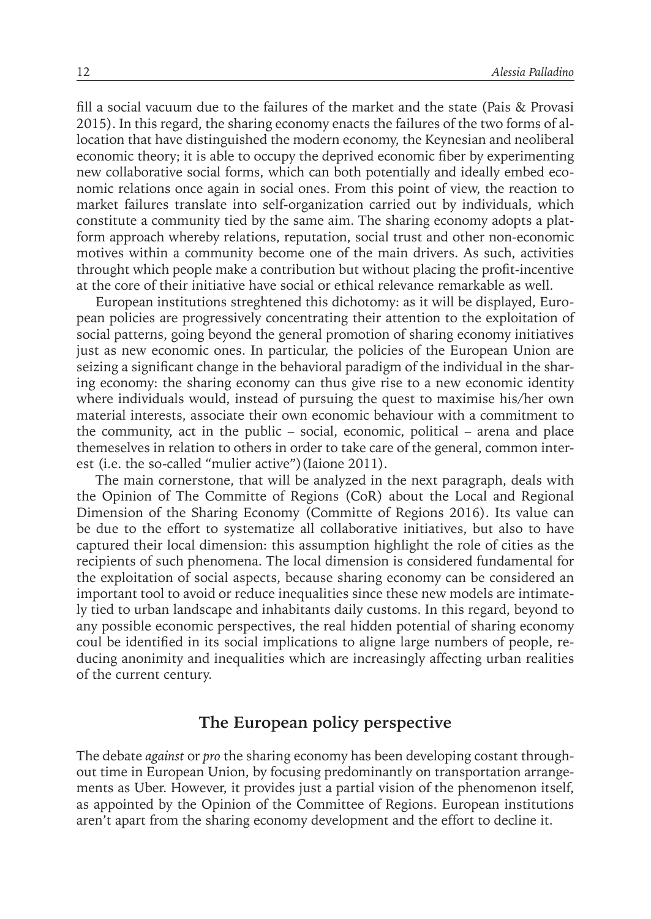fill a social vacuum due to the failures of the market and the state (Pais & Provasi 2015). In this regard, the sharing economy enacts the failures of the two forms of allocation that have distinguished the modern economy, the Keynesian and neoliberal economic theory; it is able to occupy the deprived economic fiber by experimenting new collaborative social forms, which can both potentially and ideally embed economic relations once again in social ones. From this point of view, the reaction to market failures translate into self-organization carried out by individuals, which constitute a community tied by the same aim. The sharing economy adopts a platform approach whereby relations, reputation, social trust and other non-economic motives within a community become one of the main drivers. As such, activities throught which people make a contribution but without placing the profit-incentive at the core of their initiative have social or ethical relevance remarkable as well.

European institutions streghtened this dichotomy: as it will be displayed, European policies are progressively concentrating their attention to the exploitation of social patterns, going beyond the general promotion of sharing economy initiatives just as new economic ones. In particular, the policies of the European Union are seizing a significant change in the behavioral paradigm of the individual in the sharing economy: the sharing economy can thus give rise to a new economic identity where individuals would, instead of pursuing the quest to maximise his/her own material interests, associate their own economic behaviour with a commitment to the community, act in the public – social, economic, political – arena and place themeselves in relation to others in order to take care of the general, common interest (i.e. the so-called "mulier active") (Iaione 2011).

The main cornerstone, that will be analyzed in the next paragraph, deals with the Opinion of The Committe of Regions (CoR) about the Local and Regional Dimension of the Sharing Economy (Committe of Regions 2016). Its value can be due to the effort to systematize all collaborative initiatives, but also to have captured their local dimension: this assumption highlight the role of cities as the recipients of such phenomena. The local dimension is considered fundamental for the exploitation of social aspects, because sharing economy can be considered an important tool to avoid or reduce inequalities since these new models are intimately tied to urban landscape and inhabitants daily customs. In this regard, beyond to any possible economic perspectives, the real hidden potential of sharing economy coul be identified in its social implications to aligne large numbers of people, reducing anonimity and inequalities which are increasingly affecting urban realities of the current century.

## The European policy perspective

The debate *against* or *pro* the sharing economy has been developing costant throughout time in European Union, by focusing predominantly on transportation arrangements as Uber. However, it provides just a partial vision of the phenomenon itself, as appointed by the Opinion of the Committee of Regions. European institutions aren't apart from the sharing economy development and the effort to decline it.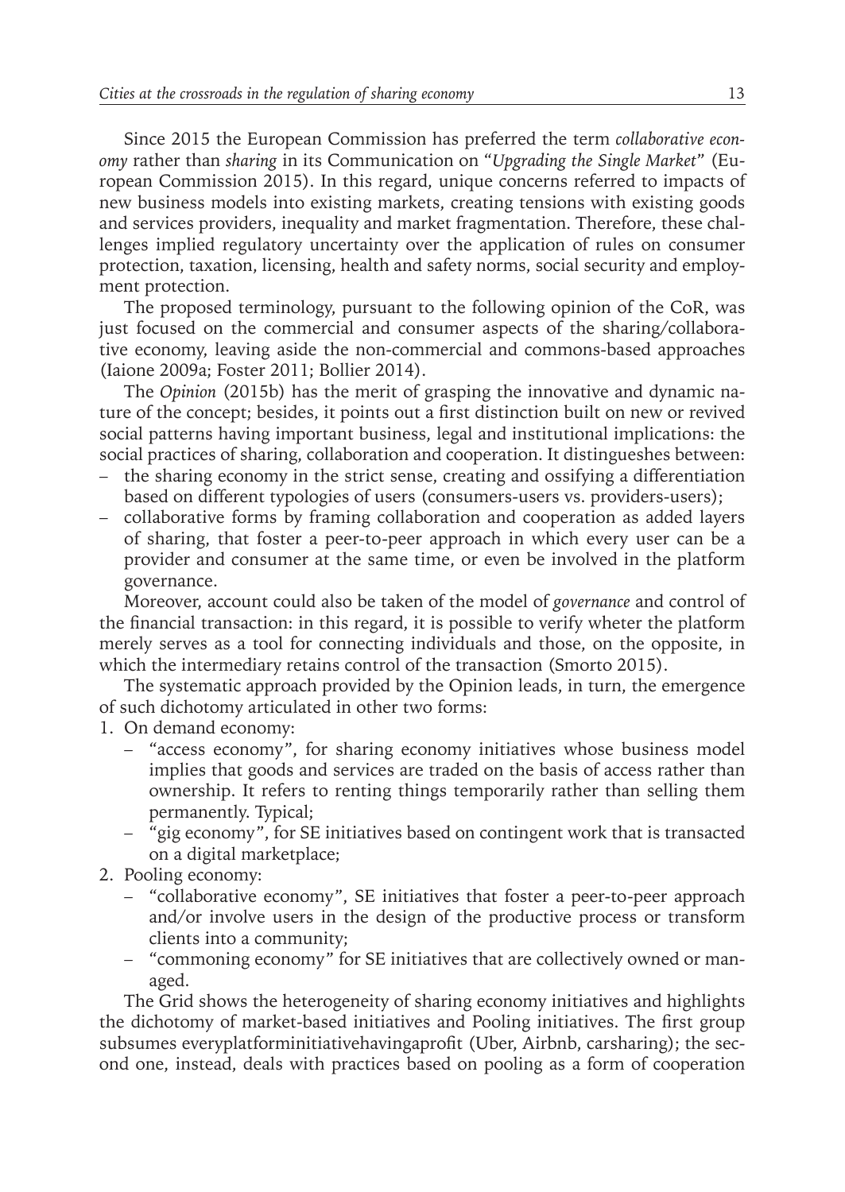Since 2015 the European Commission has preferred the term *collaborative economy* rather than *sharing* in its Communication on "*Upgrading the Single Market*" (European Commission 2015). In this regard, unique concerns referred to impacts of new business models into existing markets, creating tensions with existing goods and services providers, inequality and market fragmentation. Therefore, these challenges implied regulatory uncertainty over the application of rules on consumer protection, taxation, licensing, health and safety norms, social security and employment protection.

The proposed terminology, pursuant to the following opinion of the CoR, was just focused on the commercial and consumer aspects of the sharing/collaborative economy, leaving aside the non-commercial and commons-based approaches (Iaione 2009a; Foster 2011; Bollier 2014).

The *Opinion* (2015b) has the merit of grasping the innovative and dynamic nature of the concept; besides, it points out a first distinction built on new or revived social patterns having important business, legal and institutional implications: the social practices of sharing, collaboration and cooperation. It distingueshes between:

- the sharing economy in the strict sense, creating and ossifying a differentiation based on different typologies of users (consumers-users vs. providers-users);
- collaborative forms by framing collaboration and cooperation as added layers of sharing, that foster a peer-to-peer approach in which every user can be a provider and consumer at the same time, or even be involved in the platform governance.

Moreover, account could also be taken of the model of *governance* and control of the financial transaction: in this regard, it is possible to verify wheter the platform merely serves as a tool for connecting individuals and those, on the opposite, in which the intermediary retains control of the transaction (Smorto 2015).

The systematic approach provided by the Opinion leads, in turn, the emergence of such dichotomy articulated in other two forms:

1. On demand economy:
   - "access economy", for sharing economy initiatives whose business model implies that goods and services are traded on the basis of access rather than ownership. It refers to renting things temporarily rather than selling them permanently. Typical;
   - "gig economy", for SE initiatives based on contingent work that is transacted on a digital marketplace;
2. Pooling economy:
   - "collaborative economy", SE initiatives that foster a peer-to-peer approach and/or involve users in the design of the productive process or transform clients into a community;
   - "commoning economy" for SE initiatives that are collectively owned or managed.

The Grid shows the heterogeneity of sharing economy initiatives and highlights the dichotomy of market-based initiatives and Pooling initiatives. The first group subsumes everyplatforminitiativehavingaprofit (Uber, Airbnb, carsharing); the second one, instead, deals with practices based on pooling as a form of cooperation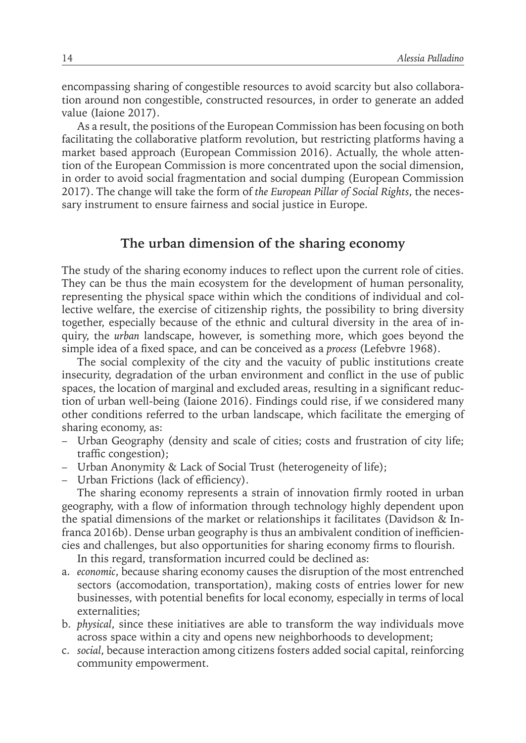encompassing sharing of congestible resources to avoid scarcity but also collaboration around non congestible, constructed resources, in order to generate an added value (Iaione 2017).

As a result, the positions of the European Commission has been focusing on both facilitating the collaborative platform revolution, but restricting platforms having a market based approach (European Commission 2016). Actually, the whole attention of the European Commission is more concentrated upon the social dimension, in order to avoid social fragmentation and social dumping (European Commission 2017). The change will take the form of *the European Pillar of Social Rights*, the necessary instrument to ensure fairness and social justice in Europe.

## The urban dimension of the sharing economy

The study of the sharing economy induces to reflect upon the current role of cities. They can be thus the main ecosystem for the development of human personality, representing the physical space within which the conditions of individual and collective welfare, the exercise of citizenship rights, the possibility to bring diversity together, especially because of the ethnic and cultural diversity in the area of inquiry, the *urban* landscape, however, is something more, which goes beyond the simple idea of a fixed space, and can be conceived as a *process* (Lefebvre 1968).

The social complexity of the city and the vacuity of public institutions create insecurity, degradation of the urban environment and conflict in the use of public spaces, the location of marginal and excluded areas, resulting in a significant reduction of urban well-being (Iaione 2016). Findings could rise, if we considered many other conditions referred to the urban landscape, which facilitate the emerging of sharing economy, as:

- Urban Geography (density and scale of cities; costs and frustration of city life; traffic congestion);
- Urban Anonymity & Lack of Social Trust (heterogeneity of life);
- Urban Frictions (lack of efficiency).

The sharing economy represents a strain of innovation firmly rooted in urban geography, with a flow of information through technology highly dependent upon the spatial dimensions of the market or relationships it facilitates (Davidson & Infranca 2016b). Dense urban geography is thus an ambivalent condition of inefficiencies and challenges, but also opportunities for sharing economy firms to flourish.

In this regard, transformation incurred could be declined as:

a. *economic*, because sharing economy causes the disruption of the most entrenched sectors (accomodation, transportation), making costs of entries lower for new businesses, with potential benefits for local economy, especially in terms of local externalities;
b. *physical*, since these initiatives are able to transform the way individuals move across space within a city and opens new neighborhoods to development;
c. *social*, because interaction among citizens fosters added social capital, reinforcing community empowerment.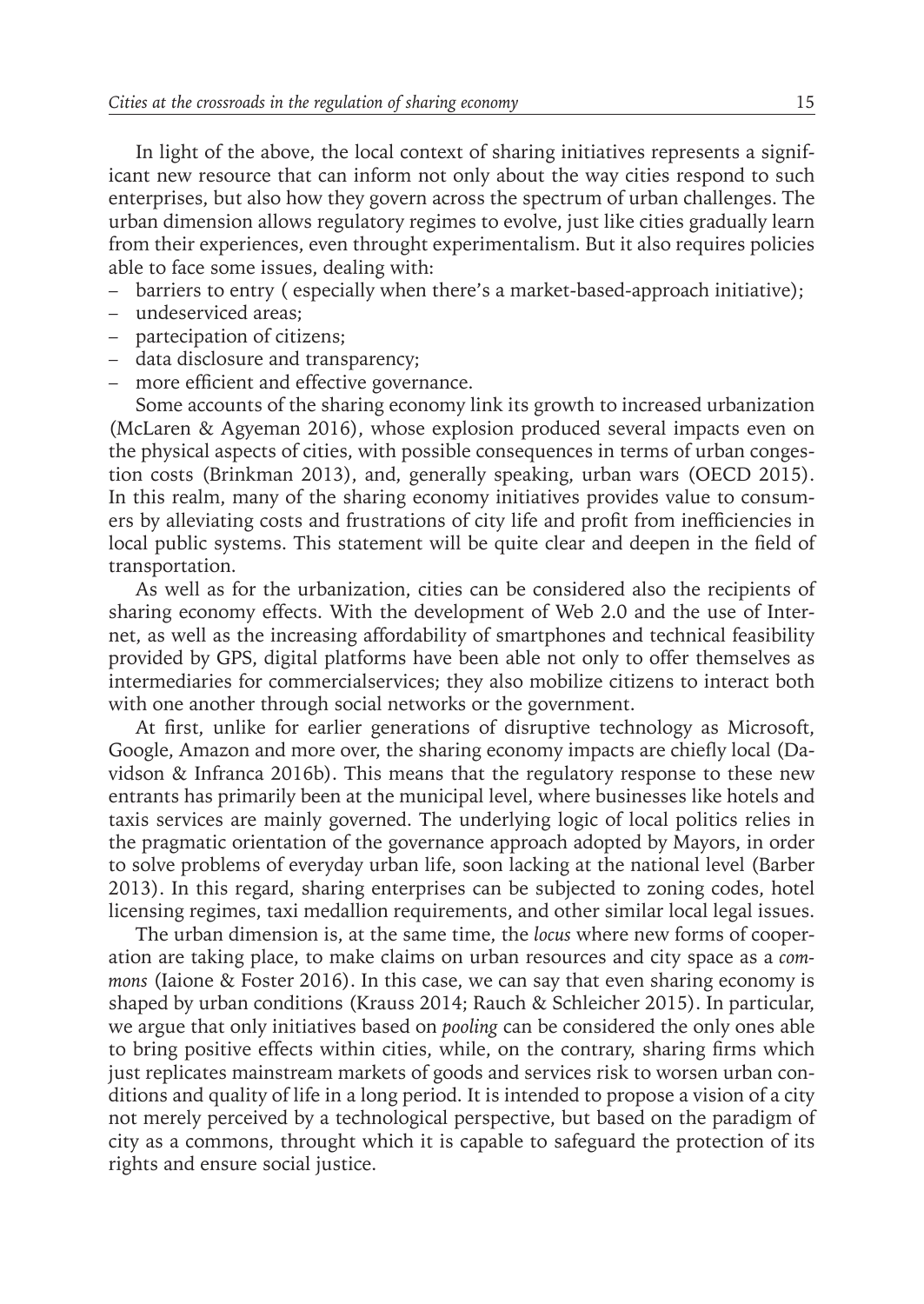In light of the above, the local context of sharing initiatives represents a significant new resource that can inform not only about the way cities respond to such enterprises, but also how they govern across the spectrum of urban challenges. The urban dimension allows regulatory regimes to evolve, just like cities gradually learn from their experiences, even throught experimentalism. But it also requires policies able to face some issues, dealing with:

- barriers to entry ( especially when there's a market-based-approach initiative);
- undeserviced areas;
- partecipation of citizens;
- data disclosure and transparency;
- more efficient and effective governance.

Some accounts of the sharing economy link its growth to increased urbanization (McLaren & Agyeman 2016), whose explosion produced several impacts even on the physical aspects of cities, with possible consequences in terms of urban congestion costs (Brinkman 2013), and, generally speaking, urban wars (OECD 2015). In this realm, many of the sharing economy initiatives provides value to consumers by alleviating costs and frustrations of city life and profit from inefficiencies in local public systems. This statement will be quite clear and deepen in the field of transportation.

As well as for the urbanization, cities can be considered also the recipients of sharing economy effects. With the development of Web 2.0 and the use of Internet, as well as the increasing affordability of smartphones and technical feasibility provided by GPS, digital platforms have been able not only to offer themselves as intermediaries for commercialservices; they also mobilize citizens to interact both with one another through social networks or the government.

At first, unlike for earlier generations of disruptive technology as Microsoft, Google, Amazon and more over, the sharing economy impacts are chiefly local (Davidson & Infranca 2016b). This means that the regulatory response to these new entrants has primarily been at the municipal level, where businesses like hotels and taxis services are mainly governed. The underlying logic of local politics relies in the pragmatic orientation of the governance approach adopted by Mayors, in order to solve problems of everyday urban life, soon lacking at the national level (Barber 2013). In this regard, sharing enterprises can be subjected to zoning codes, hotel licensing regimes, taxi medallion requirements, and other similar local legal issues.

The urban dimension is, at the same time, the *locus* where new forms of cooperation are taking place, to make claims on urban resources and city space as a *commons* (Iaione & Foster 2016). In this case, we can say that even sharing economy is shaped by urban conditions (Krauss 2014; Rauch & Schleicher 2015). In particular, we argue that only initiatives based on *pooling* can be considered the only ones able to bring positive effects within cities, while, on the contrary, sharing firms which just replicates mainstream markets of goods and services risk to worsen urban conditions and quality of life in a long period. It is intended to propose a vision of a city not merely perceived by a technological perspective, but based on the paradigm of city as a commons, throught which it is capable to safeguard the protection of its rights and ensure social justice.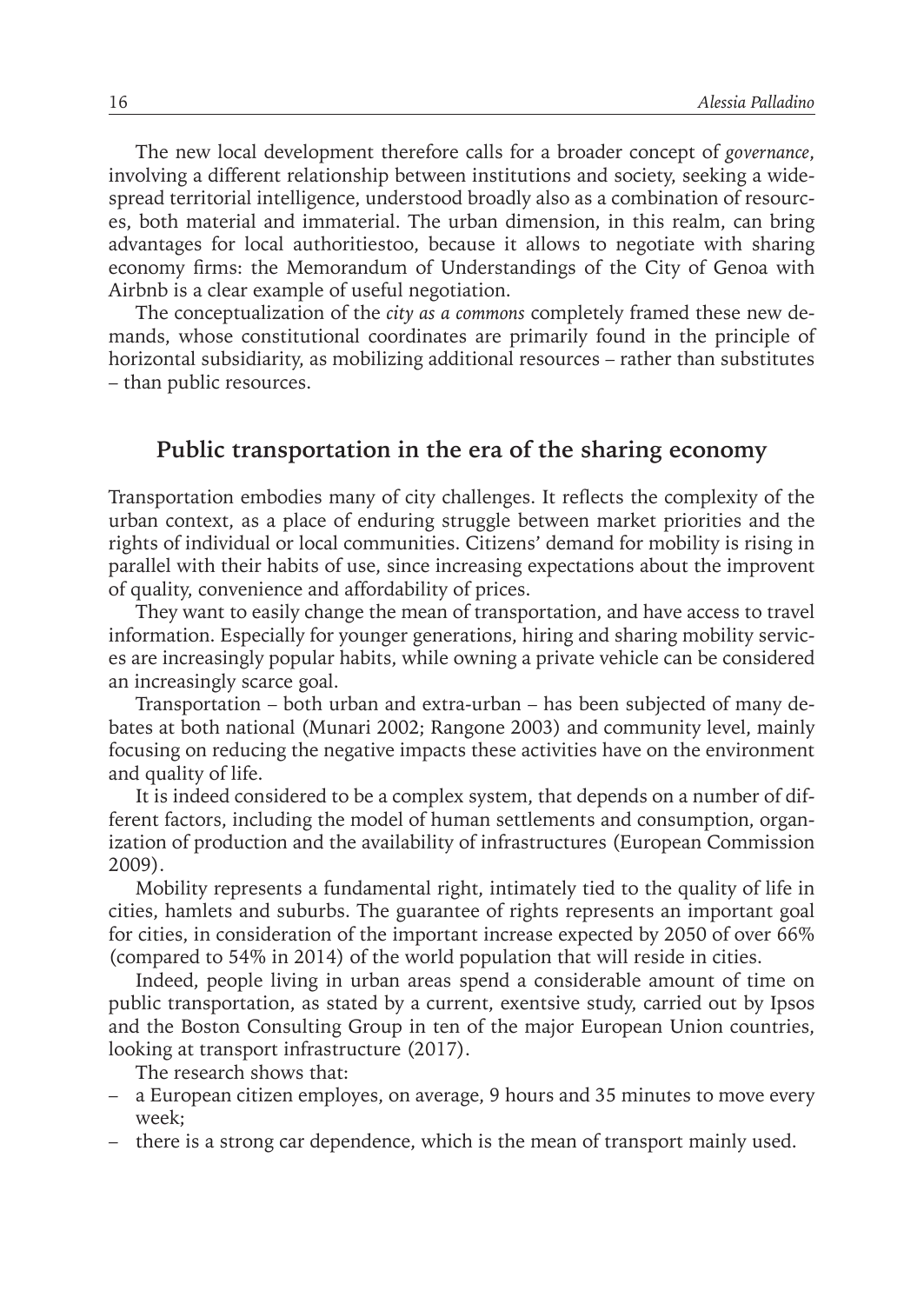The new local development therefore calls for a broader concept of *governance*, involving a different relationship between institutions and society, seeking a widespread territorial intelligence, understood broadly also as a combination of resources, both material and immaterial. The urban dimension, in this realm, can bring advantages for local authoritiestoo, because it allows to negotiate with sharing economy firms: the Memorandum of Understandings of the City of Genoa with Airbnb is a clear example of useful negotiation.

The conceptualization of the *city as a commons* completely framed these new demands, whose constitutional coordinates are primarily found in the principle of horizontal subsidiarity, as mobilizing additional resources – rather than substitutes – than public resources.

## Public transportation in the era of the sharing economy

Transportation embodies many of city challenges. It reflects the complexity of the urban context, as a place of enduring struggle between market priorities and the rights of individual or local communities. Citizens' demand for mobility is rising in parallel with their habits of use, since increasing expectations about the improvent of quality, convenience and affordability of prices.

They want to easily change the mean of transportation, and have access to travel information. Especially for younger generations, hiring and sharing mobility services are increasingly popular habits, while owning a private vehicle can be considered an increasingly scarce goal.

Transportation – both urban and extra-urban – has been subjected of many debates at both national (Munari 2002; Rangone 2003) and community level, mainly focusing on reducing the negative impacts these activities have on the environment and quality of life.

It is indeed considered to be a complex system, that depends on a number of different factors, including the model of human settlements and consumption, organization of production and the availability of infrastructures (European Commission 2009).

Mobility represents a fundamental right, intimately tied to the quality of life in cities, hamlets and suburbs. The guarantee of rights represents an important goal for cities, in consideration of the important increase expected by 2050 of over 66% (compared to 54% in 2014) of the world population that will reside in cities.

Indeed, people living in urban areas spend a considerable amount of time on public transportation, as stated by a current, exentsive study, carried out by Ipsos and the Boston Consulting Group in ten of the major European Union countries, looking at transport infrastructure (2017).

The research shows that:

- a European citizen employes, on average, 9 hours and 35 minutes to move every week;
- there is a strong car dependence, which is the mean of transport mainly used.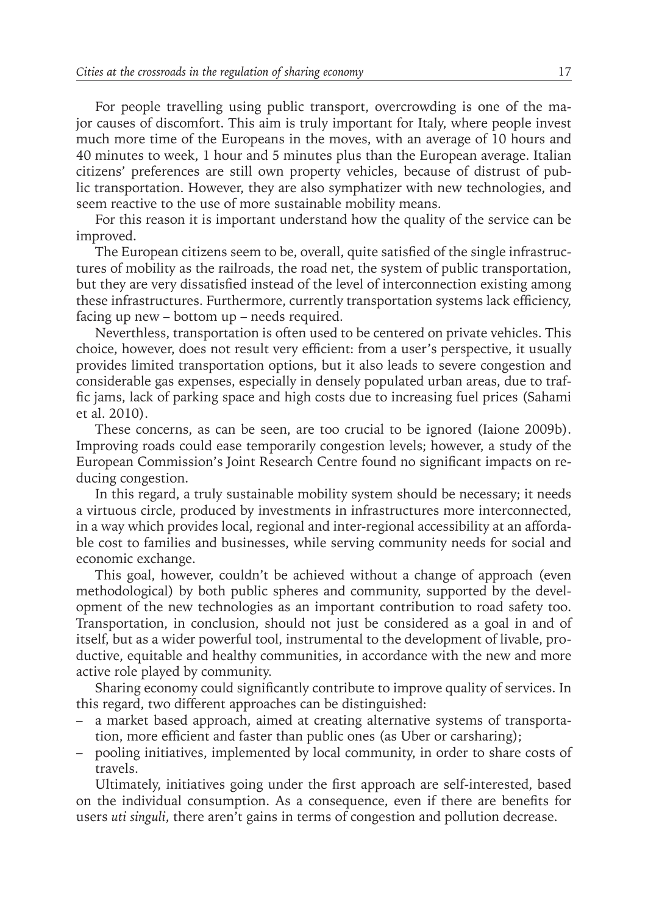For people travelling using public transport, overcrowding is one of the major causes of discomfort. This aim is truly important for Italy, where people invest much more time of the Europeans in the moves, with an average of 10 hours and 40 minutes to week, 1 hour and 5 minutes plus than the European average. Italian citizens' preferences are still own property vehicles, because of distrust of public transportation. However, they are also symphatizer with new technologies, and seem reactive to the use of more sustainable mobility means.

For this reason it is important understand how the quality of the service can be improved.

The European citizens seem to be, overall, quite satisfied of the single infrastructures of mobility as the railroads, the road net, the system of public transportation, but they are very dissatisfied instead of the level of interconnection existing among these infrastructures. Furthermore, currently transportation systems lack efficiency, facing up new – bottom up – needs required.

Neverthless, transportation is often used to be centered on private vehicles. This choice, however, does not result very efficient: from a user's perspective, it usually provides limited transportation options, but it also leads to severe congestion and considerable gas expenses, especially in densely populated urban areas, due to traffic jams, lack of parking space and high costs due to increasing fuel prices (Sahami et al. 2010).

These concerns, as can be seen, are too crucial to be ignored (Iaione 2009b). Improving roads could ease temporarily congestion levels; however, a study of the European Commission's Joint Research Centre found no significant impacts on reducing congestion.

In this regard, a truly sustainable mobility system should be necessary; it needs a virtuous circle, produced by investments in infrastructures more interconnected, in a way which provides local, regional and inter-regional accessibility at an affordable cost to families and businesses, while serving community needs for social and economic exchange.

This goal, however, couldn't be achieved without a change of approach (even methodological) by both public spheres and community, supported by the development of the new technologies as an important contribution to road safety too. Transportation, in conclusion, should not just be considered as a goal in and of itself, but as a wider powerful tool, instrumental to the development of livable, productive, equitable and healthy communities, in accordance with the new and more active role played by community.

Sharing economy could significantly contribute to improve quality of services. In this regard, two different approaches can be distinguished:

- a market based approach, aimed at creating alternative systems of transportation, more efficient and faster than public ones (as Uber or carsharing);
- pooling initiatives, implemented by local community, in order to share costs of travels.

Ultimately, initiatives going under the first approach are self-interested, based on the individual consumption. As a consequence, even if there are benefits for users *uti singuli*, there aren't gains in terms of congestion and pollution decrease.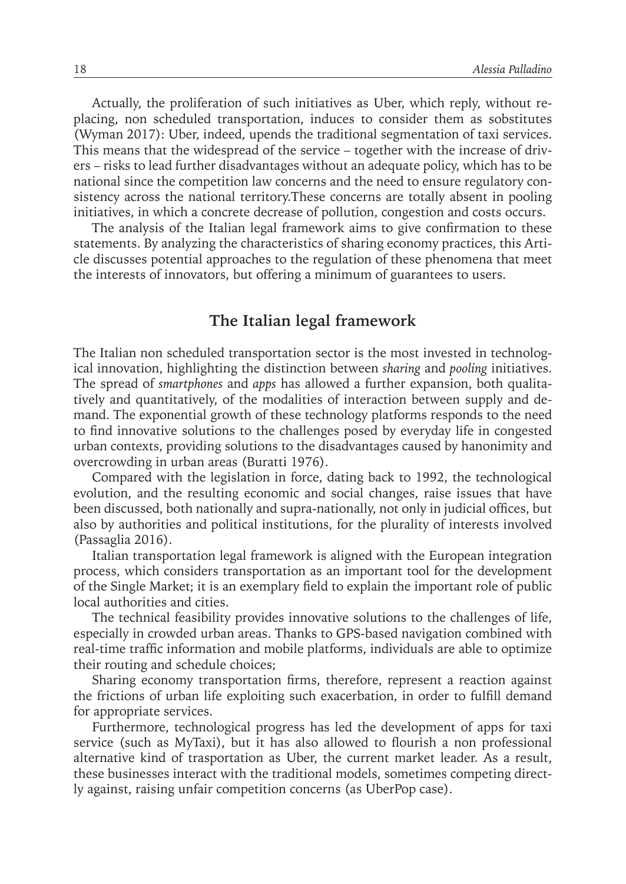Actually, the proliferation of such initiatives as Uber, which reply, without replacing, non scheduled transportation, induces to consider them as sobstitutes (Wyman 2017): Uber, indeed, upends the traditional segmentation of taxi services. This means that the widespread of the service – together with the increase of drivers – risks to lead further disadvantages without an adequate policy, which has to be national since the competition law concerns and the need to ensure regulatory consistency across the national territory.These concerns are totally absent in pooling initiatives, in which a concrete decrease of pollution, congestion and costs occurs.

The analysis of the Italian legal framework aims to give confirmation to these statements. By analyzing the characteristics of sharing economy practices, this Article discusses potential approaches to the regulation of these phenomena that meet the interests of innovators, but offering a minimum of guarantees to users.

## The Italian legal framework

The Italian non scheduled transportation sector is the most invested in technological innovation, highlighting the distinction between *sharing* and *pooling* initiatives. The spread of *smartphones* and *apps* has allowed a further expansion, both qualitatively and quantitatively, of the modalities of interaction between supply and demand. The exponential growth of these technology platforms responds to the need to find innovative solutions to the challenges posed by everyday life in congested urban contexts, providing solutions to the disadvantages caused by hanonimity and overcrowding in urban areas (Buratti 1976).

Compared with the legislation in force, dating back to 1992, the technological evolution, and the resulting economic and social changes, raise issues that have been discussed, both nationally and supra-nationally, not only in judicial offices, but also by authorities and political institutions, for the plurality of interests involved (Passaglia 2016).

Italian transportation legal framework is aligned with the European integration process, which considers transportation as an important tool for the development of the Single Market; it is an exemplary field to explain the important role of public local authorities and cities.

The technical feasibility provides innovative solutions to the challenges of life, especially in crowded urban areas. Thanks to GPS-based navigation combined with real-time traffic information and mobile platforms, individuals are able to optimize their routing and schedule choices;

Sharing economy transportation firms, therefore, represent a reaction against the frictions of urban life exploiting such exacerbation, in order to fulfill demand for appropriate services.

Furthermore, technological progress has led the development of apps for taxi service (such as MyTaxi), but it has also allowed to flourish a non professional alternative kind of trasportation as Uber, the current market leader. As a result, these businesses interact with the traditional models, sometimes competing directly against, raising unfair competition concerns (as UberPop case).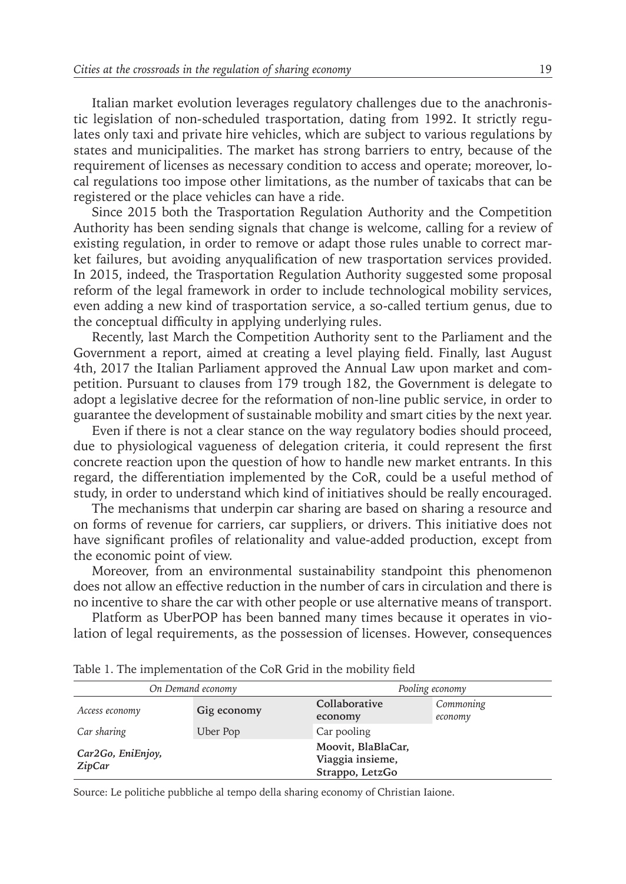Italian market evolution leverages regulatory challenges due to the anachronistic legislation of non-scheduled trasportation, dating from 1992. It strictly regulates only taxi and private hire vehicles, which are subject to various regulations by states and municipalities. The market has strong barriers to entry, because of the requirement of licenses as necessary condition to access and operate; moreover, local regulations too impose other limitations, as the number of taxicabs that can be registered or the place vehicles can have a ride.

Since 2015 both the Trasportation Regulation Authority and the Competition Authority has been sending signals that change is welcome, calling for a review of existing regulation, in order to remove or adapt those rules unable to correct market failures, but avoiding anyqualification of new trasportation services provided. In 2015, indeed, the Trasportation Regulation Authority suggested some proposal reform of the legal framework in order to include technological mobility services, even adding a new kind of trasportation service, a so-called tertium genus, due to the conceptual difficulty in applying underlying rules.

Recently, last March the Competition Authority sent to the Parliament and the Government a report, aimed at creating a level playing field. Finally, last August 4th, 2017 the Italian Parliament approved the Annual Law upon market and competition. Pursuant to clauses from 179 trough 182, the Government is delegate to adopt a legislative decree for the reformation of non-line public service, in order to guarantee the development of sustainable mobility and smart cities by the next year.

Even if there is not a clear stance on the way regulatory bodies should proceed, due to physiological vagueness of delegation criteria, it could represent the first concrete reaction upon the question of how to handle new market entrants. In this regard, the differentiation implemented by the CoR, could be a useful method of study, in order to understand which kind of initiatives should be really encouraged.

The mechanisms that underpin car sharing are based on sharing a resource and on forms of revenue for carriers, car suppliers, or drivers. This initiative does not have significant profiles of relationality and value-added production, except from the economic point of view.

Moreover, from an environmental sustainability standpoint this phenomenon does not allow an effective reduction in the number of cars in circulation and there is no incentive to share the car with other people or use alternative means of transport.

Platform as UberPOP has been banned many times because it operates in violation of legal requirements, as the possession of licenses. However, consequences

Table 1. The implementation of the CoR Grid in the mobility field

| *On Demand economy* | | *Pooling economy* | |
|---|---|---|---|
| *Access economy* | **Gig economy** | **Collaborative economy** | *Commoning economy* |
| *Car sharing* | Uber Pop | Car pooling | |
| ***Car2Go, EniEnjoy, ZipCar*** | | **Moovit, BlaBlaCar, Viaggia insieme, Strappo, LetzGo** | |

Source: Le politiche pubbliche al tempo della sharing economy of Christian Iaione.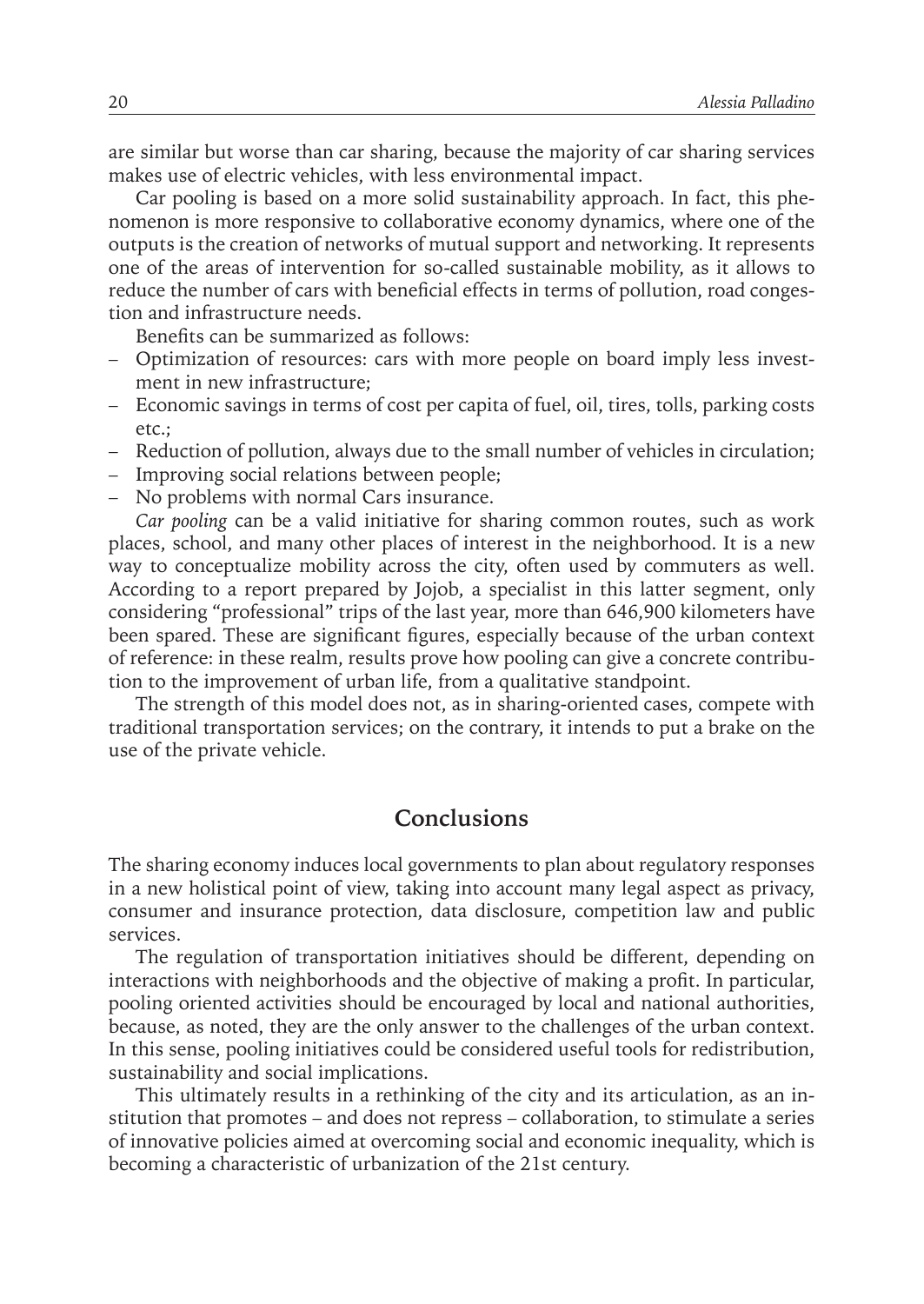are similar but worse than car sharing, because the majority of car sharing services makes use of electric vehicles, with less environmental impact.

Car pooling is based on a more solid sustainability approach. In fact, this phenomenon is more responsive to collaborative economy dynamics, where one of the outputs is the creation of networks of mutual support and networking. It represents one of the areas of intervention for so-called sustainable mobility, as it allows to reduce the number of cars with beneficial effects in terms of pollution, road congestion and infrastructure needs.

Benefits can be summarized as follows:

- Optimization of resources: cars with more people on board imply less investment in new infrastructure;
- Economic savings in terms of cost per capita of fuel, oil, tires, tolls, parking costs etc.;
- Reduction of pollution, always due to the small number of vehicles in circulation;
- Improving social relations between people;
- No problems with normal Cars insurance.

*Car pooling* can be a valid initiative for sharing common routes, such as work places, school, and many other places of interest in the neighborhood. It is a new way to conceptualize mobility across the city, often used by commuters as well. According to a report prepared by Jojob, a specialist in this latter segment, only considering "professional" trips of the last year, more than 646,900 kilometers have been spared. These are significant figures, especially because of the urban context of reference: in these realm, results prove how pooling can give a concrete contribution to the improvement of urban life, from a qualitative standpoint.

The strength of this model does not, as in sharing-oriented cases, compete with traditional transportation services; on the contrary, it intends to put a brake on the use of the private vehicle.

## Conclusions

The sharing economy induces local governments to plan about regulatory responses in a new holistical point of view, taking into account many legal aspect as privacy, consumer and insurance protection, data disclosure, competition law and public services.

The regulation of transportation initiatives should be different, depending on interactions with neighborhoods and the objective of making a profit. In particular, pooling oriented activities should be encouraged by local and national authorities, because, as noted, they are the only answer to the challenges of the urban context. In this sense, pooling initiatives could be considered useful tools for redistribution, sustainability and social implications.

This ultimately results in a rethinking of the city and its articulation, as an institution that promotes – and does not repress – collaboration, to stimulate a series of innovative policies aimed at overcoming social and economic inequality, which is becoming a characteristic of urbanization of the 21st century.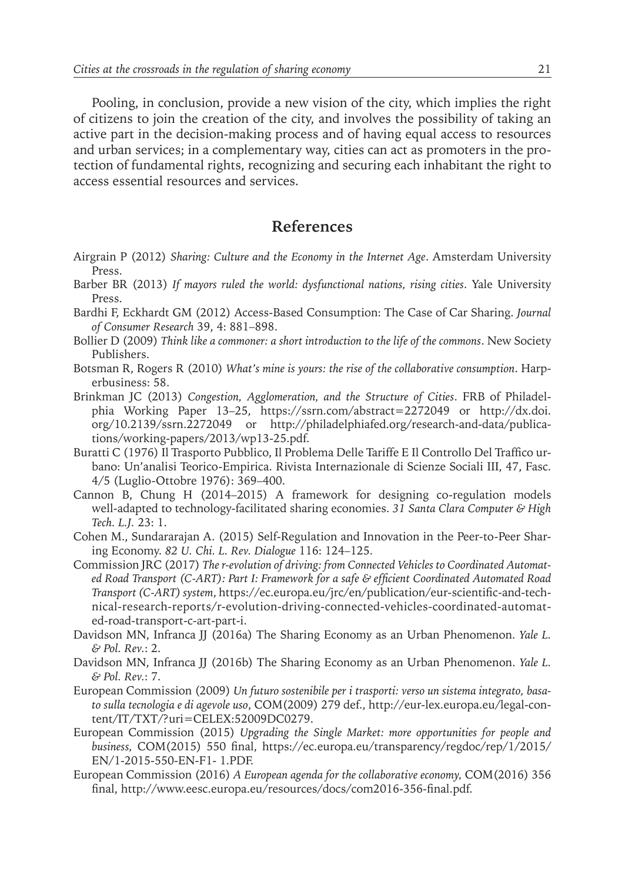Pooling, in conclusion, provide a new vision of the city, which implies the right of citizens to join the creation of the city, and involves the possibility of taking an active part in the decision-making process and of having equal access to resources and urban services; in a complementary way, cities can act as promoters in the protection of fundamental rights, recognizing and securing each inhabitant the right to access essential resources and services.

## References

Airgrain P (2012) *Sharing: Culture and the Economy in the Internet Age*. Amsterdam University Press.

Barber BR (2013) *If mayors ruled the world: dysfunctional nations, rising cities*. Yale University Press.

Bardhi F, Eckhardt GM (2012) Access-Based Consumption: The Case of Car Sharing. *Journal of Consumer Research* 39, 4: 881–898.

Bollier D (2009) *Think like a commoner: a short introduction to the life of the commons*. New Society Publishers.

Botsman R, Rogers R (2010) *What's mine is yours: the rise of the collaborative consumption*. Harperbusiness: 58.

Brinkman JC (2013) *Congestion, Agglomeration, and the Structure of Cities*. FRB of Philadelphia Working Paper 13–25, https://ssrn.com/abstract=2272049 or http://dx.doi.org/10.2139/ssrn.2272049 or http://philadelphiafed.org/research-and-data/publications/working-papers/2013/wp13-25.pdf.

Buratti C (1976) Il Trasporto Pubblico, Il Problema Delle Tariffe E Il Controllo Del Traffico urbano: Un'analisi Teorico-Empirica. Rivista Internazionale di Scienze Sociali III, 47, Fasc. 4/5 (Luglio-Ottobre 1976): 369–400.

Cannon B, Chung H (2014–2015) A framework for designing co-regulation models well-adapted to technology-facilitated sharing economies. *31 Santa Clara Computer & High Tech. L.J.* 23: 1.

Cohen M., Sundararajan A. (2015) Self-Regulation and Innovation in the Peer-to-Peer Sharing Economy. *82 U. Chi. L. Rev. Dialogue* 116: 124–125.

Commission JRC (2017) *The r-evolution of driving: from Connected Vehicles to Coordinated Automated Road Transport (C-ART): Part I: Framework for a safe & efficient Coordinated Automated Road Transport (C-ART) system*, https://ec.europa.eu/jrc/en/publication/eur-scientific-and-technical-research-reports/r-evolution-driving-connected-vehicles-coordinated-automated-road-transport-c-art-part-i.

Davidson MN, Infranca JJ (2016a) The Sharing Economy as an Urban Phenomenon. *Yale L. & Pol. Rev.*: 2.

Davidson MN, Infranca JJ (2016b) The Sharing Economy as an Urban Phenomenon. *Yale L. & Pol. Rev.*: 7.

European Commission (2009) *Un futuro sostenibile per i trasporti: verso un sistema integrato, basato sulla tecnologia e di agevole uso*, COM(2009) 279 def., http://eur-lex.europa.eu/legal-content/IT/TXT/?uri=CELEX:52009DC0279.

European Commission (2015) *Upgrading the Single Market: more opportunities for people and business,* COM(2015) 550 final, https://ec.europa.eu/transparency/regdoc/rep/1/2015/EN/1-2015-550-EN-F1- 1.PDF.

European Commission (2016) *A European agenda for the collaborative economy,* COM(2016) 356 final, http://www.eesc.europa.eu/resources/docs/com2016-356-final.pdf.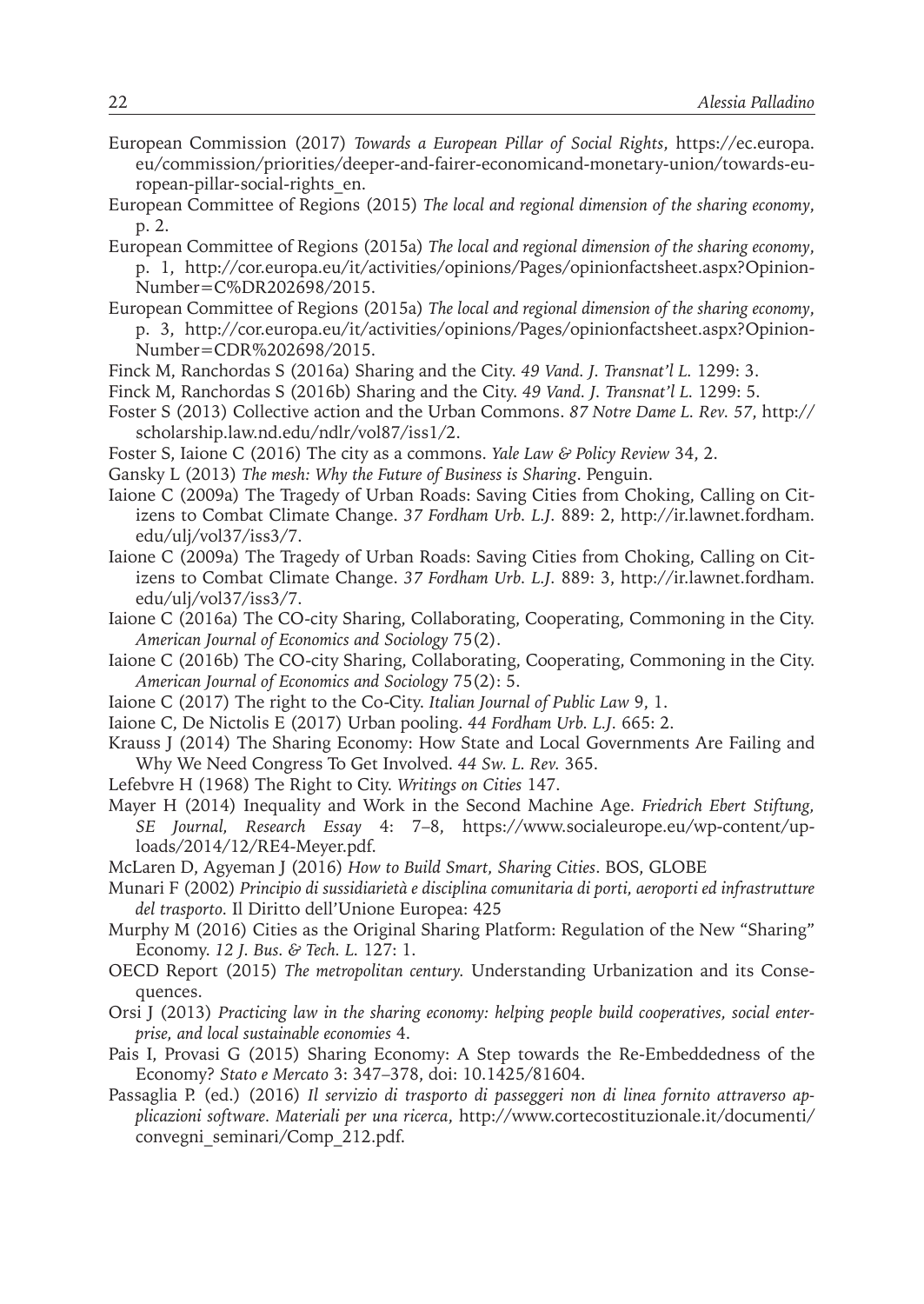European Commission (2017) *Towards a European Pillar of Social Rights*, https://ec.europa.eu/commission/priorities/deeper-and-fairer-economicand-monetary-union/towards-european-pillar-social-rights_en.

European Committee of Regions (2015) *The local and regional dimension of the sharing economy*, p. 2.

European Committee of Regions (2015a) *The local and regional dimension of the sharing economy*, p. 1, http://cor.europa.eu/it/activities/opinions/Pages/opinionfactsheet.aspx?OpinionNumber=C%DR202698/2015.

European Committee of Regions (2015a) *The local and regional dimension of the sharing economy*, p. 3, http://cor.europa.eu/it/activities/opinions/Pages/opinionfactsheet.aspx?OpinionNumber=CDR%202698/2015.

Finck M, Ranchordas S (2016a) Sharing and the City. *49 Vand. J. Transnat'l L.* 1299: 3.

Finck M, Ranchordas S (2016b) Sharing and the City. *49 Vand. J. Transnat'l L.* 1299: 5.

Foster S (2013) Collective action and the Urban Commons. *87 Notre Dame L. Rev. 57*, http://scholarship.law.nd.edu/ndlr/vol87/iss1/2.

Foster S, Iaione C (2016) The city as a commons. *Yale Law & Policy Review* 34, 2.

Gansky L (2013) *The mesh: Why the Future of Business is Sharing*. Penguin.

Iaione C (2009a) The Tragedy of Urban Roads: Saving Cities from Choking, Calling on Citizens to Combat Climate Change. *37 Fordham Urb. L.J.* 889: 2, http://ir.lawnet.fordham.edu/ulj/vol37/iss3/7.

Iaione C (2009a) The Tragedy of Urban Roads: Saving Cities from Choking, Calling on Citizens to Combat Climate Change. *37 Fordham Urb. L.J.* 889: 3, http://ir.lawnet.fordham.edu/ulj/vol37/iss3/7.

Iaione C (2016a) The CO-city Sharing, Collaborating, Cooperating, Commoning in the City. *American Journal of Economics and Sociology* 75(2).

Iaione C (2016b) The CO-city Sharing, Collaborating, Cooperating, Commoning in the City. *American Journal of Economics and Sociology* 75(2): 5.

Iaione C (2017) The right to the Co-City. *Italian Journal of Public Law* 9, 1.

Iaione C, De Nictolis E (2017) Urban pooling. *44 Fordham Urb. L.J.* 665: 2.

Krauss J (2014) The Sharing Economy: How State and Local Governments Are Failing and Why We Need Congress To Get Involved. *44 Sw. L. Rev.* 365.

Lefebvre H (1968) The Right to City. *Writings on Cities* 147.

Mayer H (2014) Inequality and Work in the Second Machine Age. *Friedrich Ebert Stiftung, SE Journal, Research Essay* 4: 7–8, https://www.socialeurope.eu/wp-content/uploads/2014/12/RE4-Meyer.pdf.

McLaren D, Agyeman J (2016) *How to Build Smart, Sharing Cities*. BOS, GLOBE

Munari F (2002) *Principio di sussidiarietà e disciplina comunitaria di porti, aeroporti ed infrastrutture del trasporto*. Il Diritto dell'Unione Europea: 425

Murphy M (2016) Cities as the Original Sharing Platform: Regulation of the New "Sharing" Economy. *12 J. Bus. & Tech. L.* 127: 1.

OECD Report (2015) *The metropolitan century.* Understanding Urbanization and its Consequences.

Orsi J (2013) *Practicing law in the sharing economy: helping people build cooperatives, social enterprise, and local sustainable economies* 4.

Pais I, Provasi G (2015) Sharing Economy: A Step towards the Re-Embeddedness of the Economy? *Stato e Mercato* 3: 347–378, doi: 10.1425/81604.

Passaglia P. (ed.) (2016) *Il servizio di trasporto di passeggeri non di linea fornito attraverso applicazioni software. Materiali per una ricerca*, http://www.cortecostituzionale.it/documenti/convegni_seminari/Comp_212.pdf.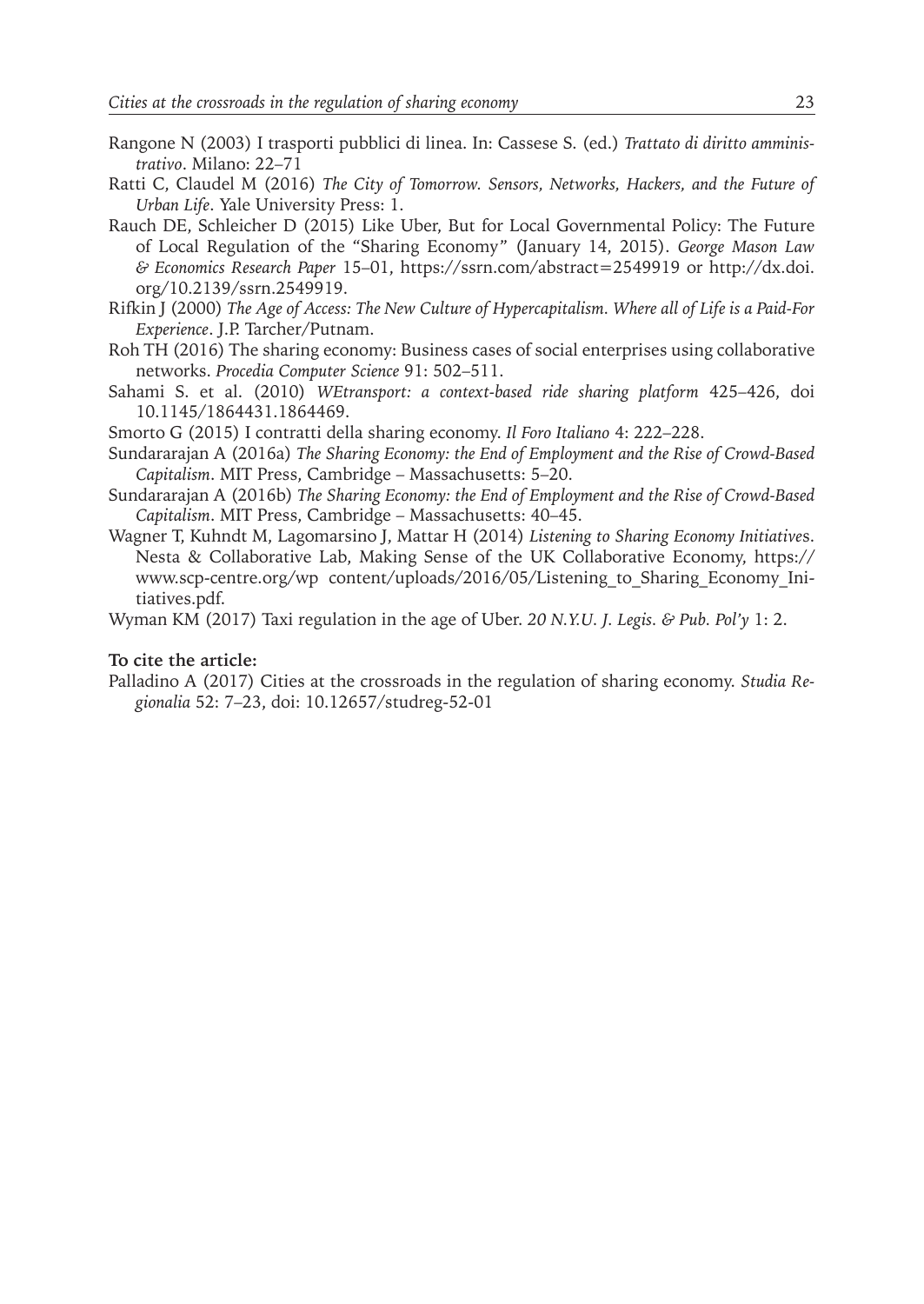Rangone N (2003) I trasporti pubblici di linea. In: Cassese S. (ed.) *Trattato di diritto amministrativo*. Milano: 22–71

Ratti C, Claudel M (2016) *The City of Tomorrow. Sensors, Networks, Hackers, and the Future of Urban Life*. Yale University Press: 1.

Rauch DE, Schleicher D (2015) Like Uber, But for Local Governmental Policy: The Future of Local Regulation of the "Sharing Economy" (January 14, 2015). *George Mason Law & Economics Research Paper* 15–01, https://ssrn.com/abstract=2549919 or http://dx.doi.org/10.2139/ssrn.2549919.

Rifkin J (2000) *The Age of Access: The New Culture of Hypercapitalism. Where all of Life is a Paid-For Experience*. J.P. Tarcher/Putnam.

Roh TH (2016) The sharing economy: Business cases of social enterprises using collaborative networks. *Procedia Computer Science* 91: 502–511.

Sahami S. et al. (2010) *WEtransport: a context-based ride sharing platform* 425–426, doi 10.1145/1864431.1864469.

Smorto G (2015) I contratti della sharing economy. *Il Foro Italiano* 4: 222–228.

Sundararajan A (2016a) *The Sharing Economy: the End of Employment and the Rise of Crowd-Based Capitalism*. MIT Press, Cambridge – Massachusetts: 5–20.

Sundararajan A (2016b) *The Sharing Economy: the End of Employment and the Rise of Crowd-Based Capitalism*. MIT Press, Cambridge – Massachusetts: 40–45.

Wagner T, Kuhndt M, Lagomarsino J, Mattar H (2014) *Listening to Sharing Economy Initiatives*. Nesta & Collaborative Lab, Making Sense of the UK Collaborative Economy, https://www.scp-centre.org/wp content/uploads/2016/05/Listening_to_Sharing_Economy_Initiatives.pdf.

Wyman KM (2017) Taxi regulation in the age of Uber. *20 N.Y.U. J. Legis. & Pub. Pol'y* 1: 2.

**To cite the article:**

Palladino A (2017) Cities at the crossroads in the regulation of sharing economy. *Studia Regionalia* 52: 7–23, doi: 10.12657/studreg-52-01